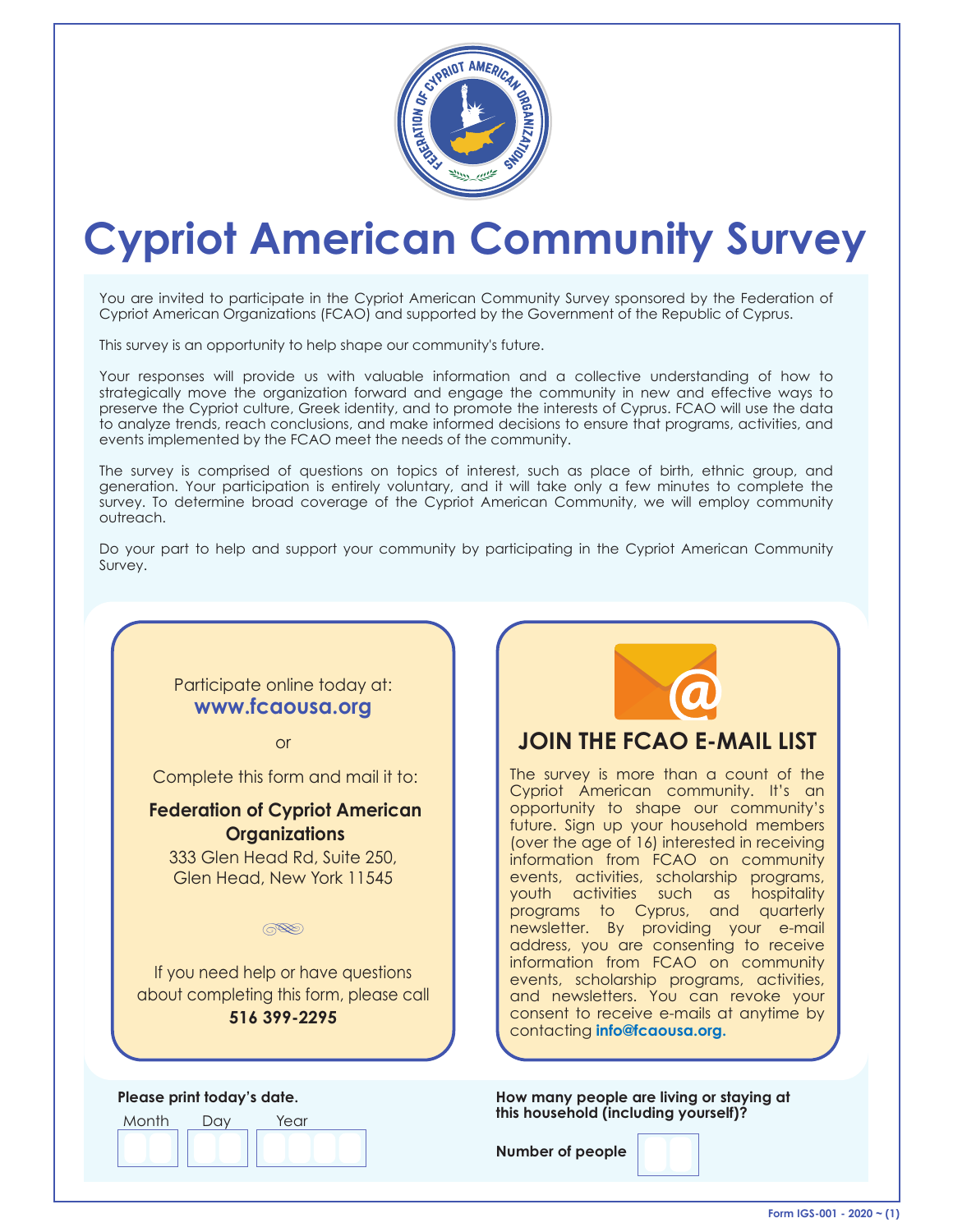# Cypriot American Community Survey

You are invited to participate in the Cypriot American Community Survey sponsored by the Federation of Cypriot American Organizations (FCAO) and supported by the Government of the Republic of Cyprus.

This survey is an opportunity to help shape our community's future.

Your responses will provide us with valuable information and a collective understanding of how to strategically move the organization forward and engage the community in new and effective ways to preserve the Cypriot culture, Greek identity, and to promote the interests of Cyprus. FCAO will use the data to analyze trends, reach conclusions, and make informed decisions to ensure that programs, activities, and events implemented by the FCAO meet the needs of the community.

The survey is comprised of questions on topics of interest, such as place of birth, ethnic group, and generation. Your participation is entirely voluntary, and it will take only a few minutes to complete the survey. To determine broad coverage of the Cypriot American Community, we will employ community outreach.

Do your part to help and support your community by participating in the Cypriot American Community Survey.

Participate online today at:
**www.fcaousa.org**

or

Complete this form and mail it to:

**Federation of Cypriot American Organizations**
333 Glen Head Rd, Suite 250,
Glen Head, New York 11545

If you need help or have questions about completing this form, please call
**516 399-2295**

## JOIN THE FCAO E-MAIL LIST

The survey is more than a count of the Cypriot American community. It's an opportunity to shape our community's future. Sign up your household members (over the age of 16) interested in receiving information from FCAO on community events, activities, scholarship programs, youth activities such as hospitality programs to Cyprus, and quarterly newsletter. By providing your e-mail address, you are consenting to receive information from FCAO on community events, scholarship programs, activities, and newsletters. You can revoke your consent to receive e-mails at anytime by contacting **info@fcaousa.org.**

**Please print today's date.**

Month ☐☐ Day ☐☐ Year ☐☐☐☐

**How many people are living or staying at this household (including yourself)?**

**Number of people** ☐☐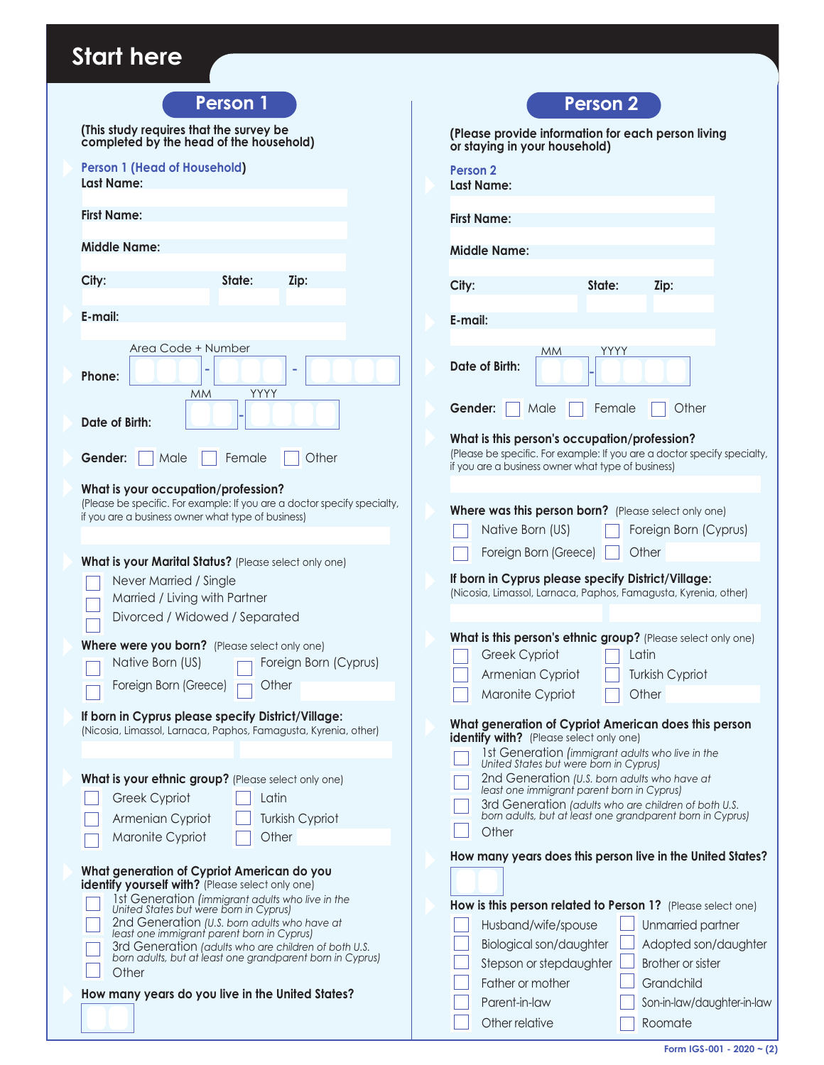# Start here

## Person 1

(This study requires that the survey be completed by the head of the household)

**Person 1 (Head of Household)**

**Last Name:**

**First Name:**

**Middle Name:**

**City:** **State:** **Zip:**

**E-mail:**

**Phone:** Area Code + Number

**Date of Birth:** MM - YYYY

**Gender:** ☐ Male ☐ Female ☐ Other

**What is your occupation/profession?**
(Please be specific. For example: If you are a doctor specify specialty, if you are a business owner what type of business)

**What is your Marital Status?** (Please select only one)

- ☐ Never Married / Single
- ☐ Married / Living with Partner
- ☐ Divorced / Widowed / Separated

**Where were you born?** (Please select only one)

- ☐ Native Born (US)
- ☐ Foreign Born (Cyprus)
- ☐ Foreign Born (Greece)
- ☐ Other

**If born in Cyprus please specify District/Village:**
(Nicosia, Limassol, Larnaca, Paphos, Famagusta, Kyrenia, other)

**What is your ethnic group?** (Please select only one)

- ☐ Greek Cypriot
- ☐ Latin
- ☐ Armenian Cypriot
- ☐ Turkish Cypriot
- ☐ Maronite Cypriot
- ☐ Other

**What generation of Cypriot American do you identify yourself with?** (Please select only one)

- ☐ 1st Generation *(immigrant adults who live in the United States but were born in Cyprus)*
- ☐ 2nd Generation *(U.S. born adults who have at least one immigrant parent born in Cyprus)*
- ☐ 3rd Generation *(adults who are children of both U.S. born adults, but at least one grandparent born in Cyprus)*
- ☐ Other

**How many years do you live in the United States?**

## Person 2

(Please provide information for each person living or staying in your household)

**Person 2**

**Last Name:**

**First Name:**

**Middle Name:**

**City:** **State:** **Zip:**

**E-mail:**

**Date of Birth:** MM - YYYY

**Gender:** ☐ Male ☐ Female ☐ Other

**What is this person's occupation/profession?**
(Please be specific. For example: If you are a doctor specify specialty, if you are a business owner what type of business)

**Where was this person born?** (Please select only one)

- ☐ Native Born (US)
- ☐ Foreign Born (Cyprus)
- ☐ Foreign Born (Greece)
- ☐ Other

**If born in Cyprus please specify District/Village:**
(Nicosia, Limassol, Larnaca, Paphos, Famagusta, Kyrenia, other)

**What is this person's ethnic group?** (Please select only one)

- ☐ Greek Cypriot
- ☐ Latin
- ☐ Armenian Cypriot
- ☐ Turkish Cypriot
- ☐ Maronite Cypriot
- ☐ Other

**What generation of Cypriot American does this person identify with?** (Please select only one)

- ☐ 1st Generation *(immigrant adults who live in the United States but were born in Cyprus)*
- ☐ 2nd Generation *(U.S. born adults who have at least one immigrant parent born in Cyprus)*
- ☐ 3rd Generation *(adults who are children of both U.S. born adults, but at least one grandparent born in Cyprus)*
- ☐ Other

**How many years does this person live in the United States?**

**How is this person related to Person 1?** (Please select one)

- ☐ Husband/wife/spouse
- ☐ Unmarried partner
- ☐ Biological son/daughter
- ☐ Adopted son/daughter
- ☐ Stepson or stepdaughter
- ☐ Brother or sister
- ☐ Father or mother
- ☐ Grandchild
- ☐ Parent-in-law
- ☐ Son-in-law/daughter-in-law
- ☐ Other relative
- ☐ Roomate

Form IGS-001 - 2020 ~ (2)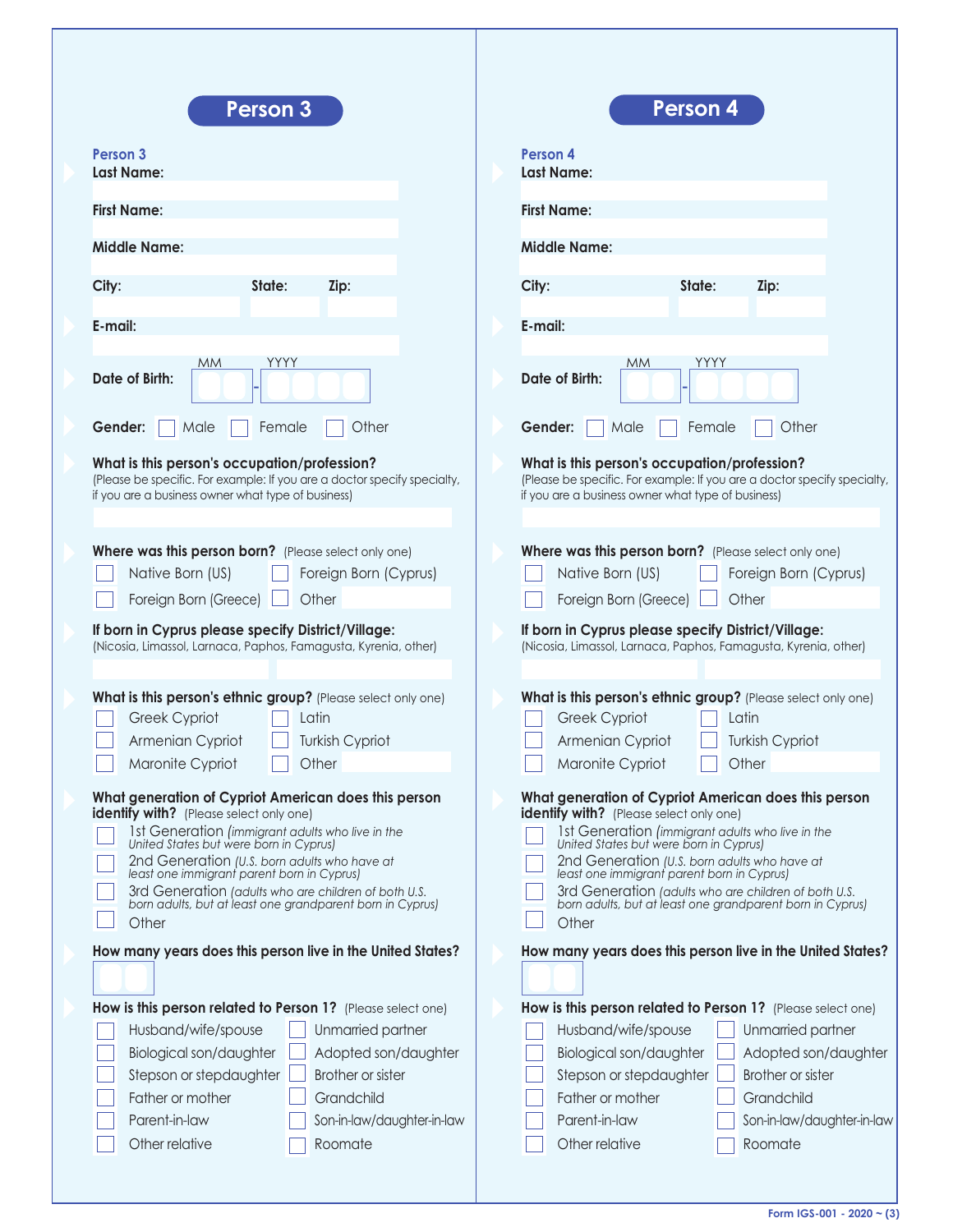## Person 3

**Person 3**

**Last Name:**

**First Name:**

**Middle Name:**

**City:** **State:** **Zip:**

**E-mail:**

**Date of Birth:** MM - YYYY

**Gender:** ☐ Male ☐ Female ☐ Other

**What is this person's occupation/profession?**
(Please be specific. For example: If you are a doctor specify specialty, if you are a business owner what type of business)

**Where was this person born?** (Please select only one)

- ☐ Native Born (US)
- ☐ Foreign Born (Cyprus)
- ☐ Foreign Born (Greece)
- ☐ Other

**If born in Cyprus please specify District/Village:**
(Nicosia, Limassol, Larnaca, Paphos, Famagusta, Kyrenia, other)

**What is this person's ethnic group?** (Please select only one)

- ☐ Greek Cypriot
- ☐ Latin
- ☐ Armenian Cypriot
- ☐ Turkish Cypriot
- ☐ Maronite Cypriot
- ☐ Other

**What generation of Cypriot American does this person identify with?** (Please select only one)

- ☐ 1st Generation *(immigrant adults who live in the United States but were born in Cyprus)*
- ☐ 2nd Generation *(U.S. born adults who have at least one immigrant parent born in Cyprus)*
- ☐ 3rd Generation *(adults who are children of both U.S. born adults, but at least one grandparent born in Cyprus)*
- ☐ Other

**How many years does this person live in the United States?**

**How is this person related to Person 1?** (Please select one)

- ☐ Husband/wife/spouse
- ☐ Unmarried partner
- ☐ Biological son/daughter
- ☐ Adopted son/daughter
- ☐ Stepson or stepdaughter
- ☐ Brother or sister
- ☐ Father or mother
- ☐ Grandchild
- ☐ Parent-in-law
- ☐ Son-in-law/daughter-in-law
- ☐ Other relative
- ☐ Roomate

## Person 4

**Person 4**

**Last Name:**

**First Name:**

**Middle Name:**

**City:** **State:** **Zip:**

**E-mail:**

**Date of Birth:** MM - YYYY

**Gender:** ☐ Male ☐ Female ☐ Other

**What is this person's occupation/profession?**
(Please be specific. For example: If you are a doctor specify specialty, if you are a business owner what type of business)

**Where was this person born?** (Please select only one)

- ☐ Native Born (US)
- ☐ Foreign Born (Cyprus)
- ☐ Foreign Born (Greece)
- ☐ Other

**If born in Cyprus please specify District/Village:**
(Nicosia, Limassol, Larnaca, Paphos, Famagusta, Kyrenia, other)

**What is this person's ethnic group?** (Please select only one)

- ☐ Greek Cypriot
- ☐ Latin
- ☐ Armenian Cypriot
- ☐ Turkish Cypriot
- ☐ Maronite Cypriot
- ☐ Other

**What generation of Cypriot American does this person identify with?** (Please select only one)

- ☐ 1st Generation *(immigrant adults who live in the United States but were born in Cyprus)*
- ☐ 2nd Generation *(U.S. born adults who have at least one immigrant parent born in Cyprus)*
- ☐ 3rd Generation *(adults who are children of both U.S. born adults, but at least one grandparent born in Cyprus)*
- ☐ Other

**How many years does this person live in the United States?**

**How is this person related to Person 1?** (Please select one)

- ☐ Husband/wife/spouse
- ☐ Unmarried partner
- ☐ Biological son/daughter
- ☐ Adopted son/daughter
- ☐ Stepson or stepdaughter
- ☐ Brother or sister
- ☐ Father or mother
- ☐ Grandchild
- ☐ Parent-in-law
- ☐ Son-in-law/daughter-in-law
- ☐ Other relative
- ☐ Roomate

Form IGS-001 - 2020 ~ (3)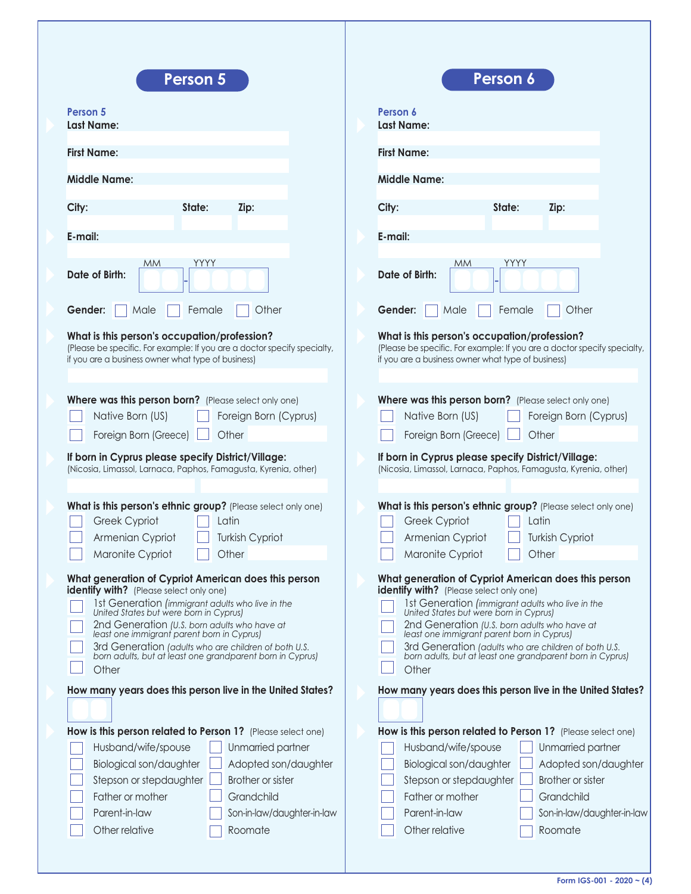## Person 5

**Person 5**

**Last Name:**

**First Name:**

**Middle Name:**

**City:** **State:** **Zip:**

**E-mail:**

**Date of Birth:** MM - YYYY

**Gender:** ☐ Male ☐ Female ☐ Other

**What is this person's occupation/profession?**
(Please be specific. For example: If you are a doctor specify specialty, if you are a business owner what type of business)

**Where was this person born?** (Please select only one)

- ☐ Native Born (US)
- ☐ Foreign Born (Cyprus)
- ☐ Foreign Born (Greece)
- ☐ Other

**If born in Cyprus please specify District/Village:**
(Nicosia, Limassol, Larnaca, Paphos, Famagusta, Kyrenia, other)

**What is this person's ethnic group?** (Please select only one)

- ☐ Greek Cypriot
- ☐ Latin
- ☐ Armenian Cypriot
- ☐ Turkish Cypriot
- ☐ Maronite Cypriot
- ☐ Other

**What generation of Cypriot American does this person identify with?** (Please select only one)

- ☐ 1st Generation *(immigrant adults who live in the United States but were born in Cyprus)*
- ☐ 2nd Generation *(U.S. born adults who have at least one immigrant parent born in Cyprus)*
- ☐ 3rd Generation *(adults who are children of both U.S. born adults, but at least one grandparent born in Cyprus)*
- ☐ Other

**How many years does this person live in the United States?**

**How is this person related to Person 1?** (Please select one)

- ☐ Husband/wife/spouse
- ☐ Unmarried partner
- ☐ Biological son/daughter
- ☐ Adopted son/daughter
- ☐ Stepson or stepdaughter
- ☐ Brother or sister
- ☐ Father or mother
- ☐ Grandchild
- ☐ Parent-in-law
- ☐ Son-in-law/daughter-in-law
- ☐ Other relative
- ☐ Roomate

## Person 6

**Person 6**

**Last Name:**

**First Name:**

**Middle Name:**

**City:** **State:** **Zip:**

**E-mail:**

**Date of Birth:** MM - YYYY

**Gender:** ☐ Male ☐ Female ☐ Other

**What is this person's occupation/profession?**
(Please be specific. For example: If you are a doctor specify specialty, if you are a business owner what type of business)

**Where was this person born?** (Please select only one)

- ☐ Native Born (US)
- ☐ Foreign Born (Cyprus)
- ☐ Foreign Born (Greece)
- ☐ Other

**If born in Cyprus please specify District/Village:**
(Nicosia, Limassol, Larnaca, Paphos, Famagusta, Kyrenia, other)

**What is this person's ethnic group?** (Please select only one)

- ☐ Greek Cypriot
- ☐ Latin
- ☐ Armenian Cypriot
- ☐ Turkish Cypriot
- ☐ Maronite Cypriot
- ☐ Other

**What generation of Cypriot American does this person identify with?** (Please select only one)

- ☐ 1st Generation *(immigrant adults who live in the United States but were born in Cyprus)*
- ☐ 2nd Generation *(U.S. born adults who have at least one immigrant parent born in Cyprus)*
- ☐ 3rd Generation *(adults who are children of both U.S. born adults, but at least one grandparent born in Cyprus)*
- ☐ Other

**How many years does this person live in the United States?**

**How is this person related to Person 1?** (Please select one)

- ☐ Husband/wife/spouse
- ☐ Unmarried partner
- ☐ Biological son/daughter
- ☐ Adopted son/daughter
- ☐ Stepson or stepdaughter
- ☐ Brother or sister
- ☐ Father or mother
- ☐ Grandchild
- ☐ Parent-in-law
- ☐ Son-in-law/daughter-in-law
- ☐ Other relative
- ☐ Roomate

Form IGS-001 - 2020 ~ (4)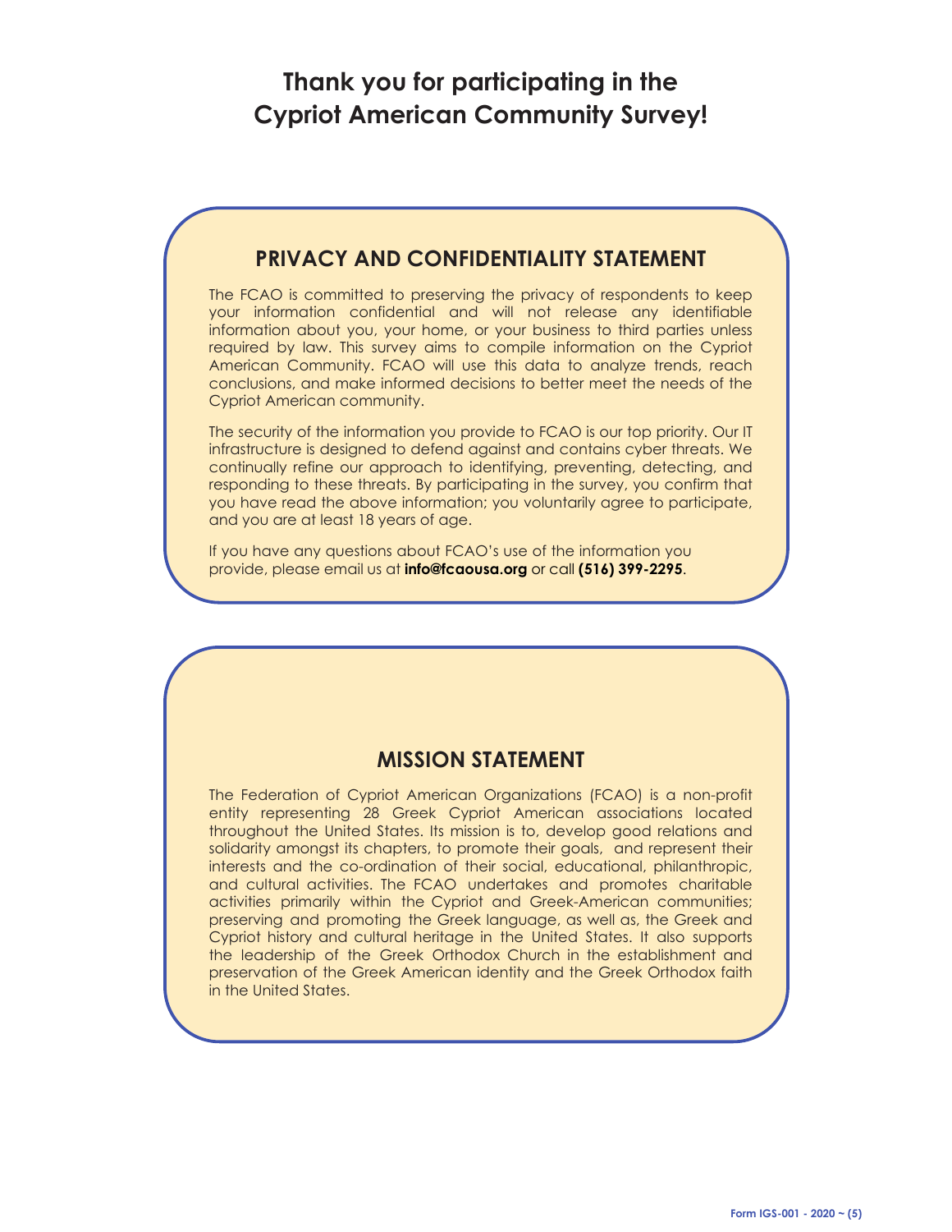# Thank you for participating in the Cypriot American Community Survey!

## PRIVACY AND CONFIDENTIALITY STATEMENT

The FCAO is committed to preserving the privacy of respondents to keep your information confidential and will not release any identifiable information about you, your home, or your business to third parties unless required by law. This survey aims to compile information on the Cypriot American Community. FCAO will use this data to analyze trends, reach conclusions, and make informed decisions to better meet the needs of the Cypriot American community.

The security of the information you provide to FCAO is our top priority. Our IT infrastructure is designed to defend against and contains cyber threats. We continually refine our approach to identifying, preventing, detecting, and responding to these threats. By participating in the survey, you confirm that you have read the above information; you voluntarily agree to participate, and you are at least 18 years of age.

If you have any questions about FCAO's use of the information you provide, please email us at **info@fcaousa.org** or call **(516) 399-2295**.

## MISSION STATEMENT

The Federation of Cypriot American Organizations (FCAO) is a non-profit entity representing 28 Greek Cypriot American associations located throughout the United States. Its mission is to, develop good relations and solidarity amongst its chapters, to promote their goals, and represent their interests and the co-ordination of their social, educational, philanthropic, and cultural activities. The FCAO undertakes and promotes charitable activities primarily within the Cypriot and Greek-American communities; preserving and promoting the Greek language, as well as, the Greek and Cypriot history and cultural heritage in the United States. It also supports the leadership of the Greek Orthodox Church in the establishment and preservation of the Greek American identity and the Greek Orthodox faith in the United States.

**Form IGS-001 - 2020 ~ (5)**